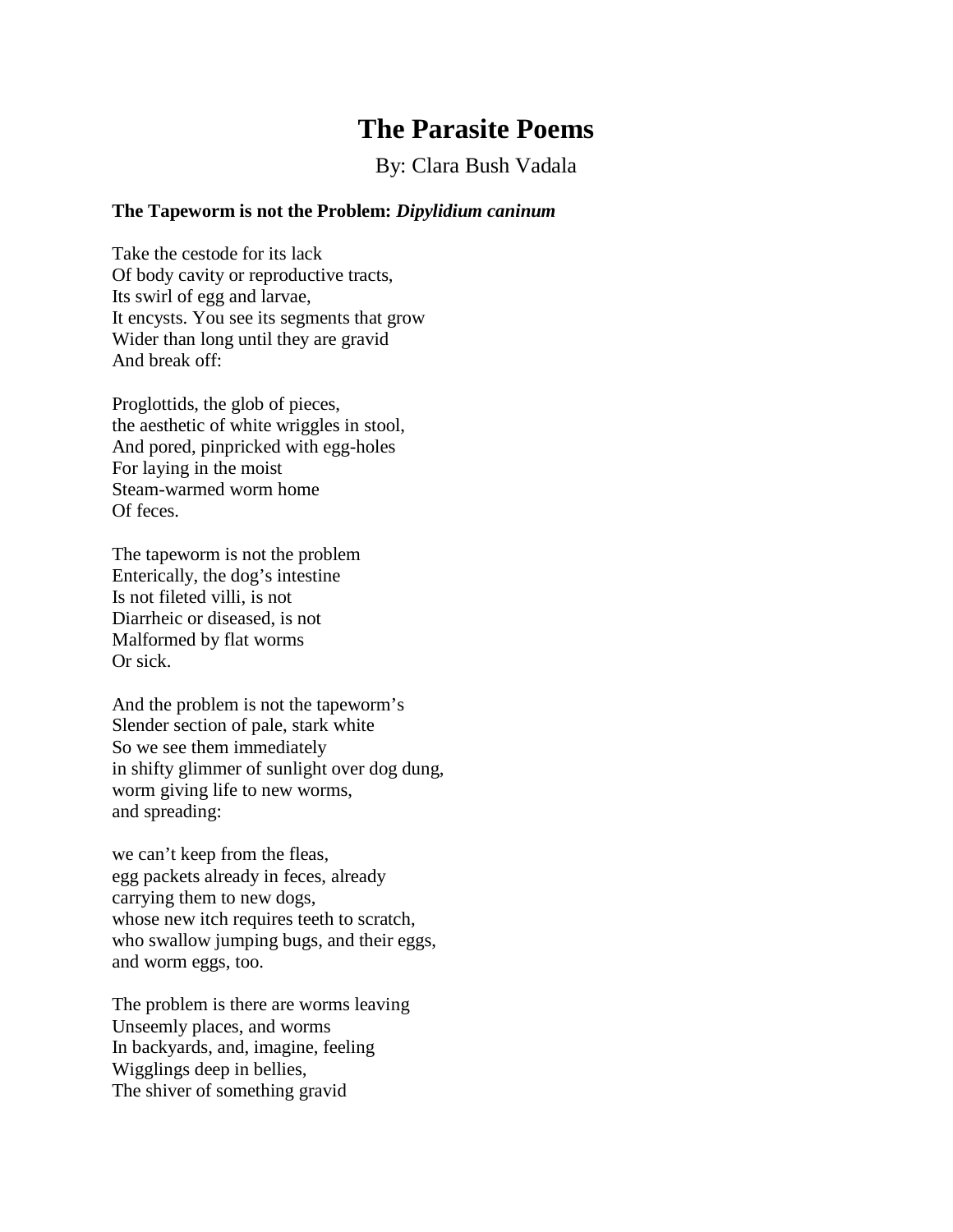# The Parasite Poems

By: Clara Bush Vadala

**The Tapeworm is not the Problem:** ***Dipylidium caninum***

Take the cestode for its lack  
Of body cavity or reproductive tracts,  
Its swirl of egg and larvae,  
It encysts. You see its segments that grow  
Wider than long until they are gravid  
And break off:

Proglottids, the glob of pieces,  
the aesthetic of white wriggles in stool,  
And pored, pinpricked with egg-holes  
For laying in the moist  
Steam-warmed worm home  
Of feces.

The tapeworm is not the problem  
Enterically, the dog's intestine  
Is not fileted villi, is not  
Diarrheic or diseased, is not  
Malformed by flat worms  
Or sick.

And the problem is not the tapeworm's  
Slender section of pale, stark white  
So we see them immediately  
in shifty glimmer of sunlight over dog dung,  
worm giving life to new worms,  
and spreading:

we can't keep from the fleas,  
egg packets already in feces, already  
carrying them to new dogs,  
whose new itch requires teeth to scratch,  
who swallow jumping bugs, and their eggs,  
and worm eggs, too.

The problem is there are worms leaving  
Unseemly places, and worms  
In backyards, and, imagine, feeling  
Wigglings deep in bellies,  
The shiver of something gravid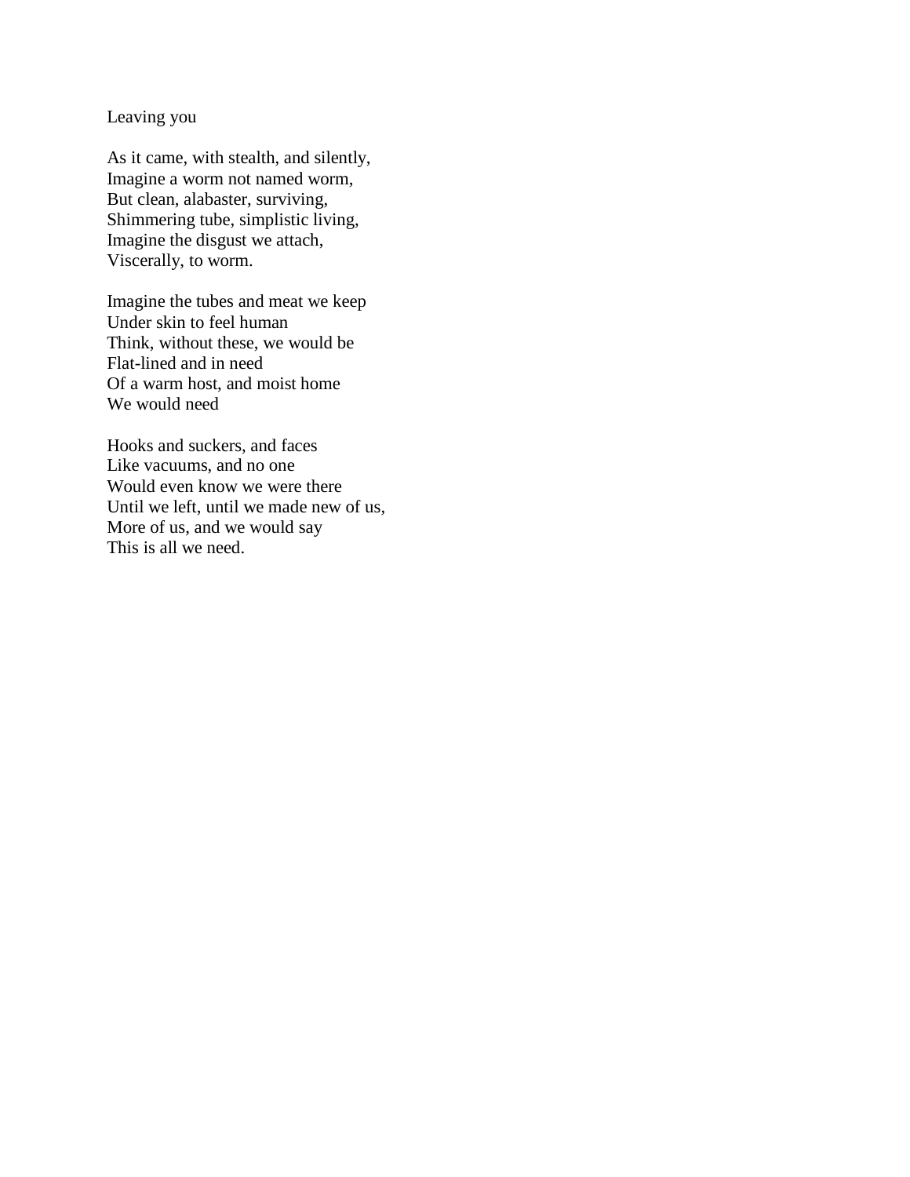Leaving you

As it came, with stealth, and silently,  
Imagine a worm not named worm,  
But clean, alabaster, surviving,  
Shimmering tube, simplistic living,  
Imagine the disgust we attach,  
Viscerally, to worm.

Imagine the tubes and meat we keep  
Under skin to feel human  
Think, without these, we would be  
Flat-lined and in need  
Of a warm host, and moist home  
We would need

Hooks and suckers, and faces  
Like vacuums, and no one  
Would even know we were there  
Until we left, until we made new of us,  
More of us, and we would say  
This is all we need.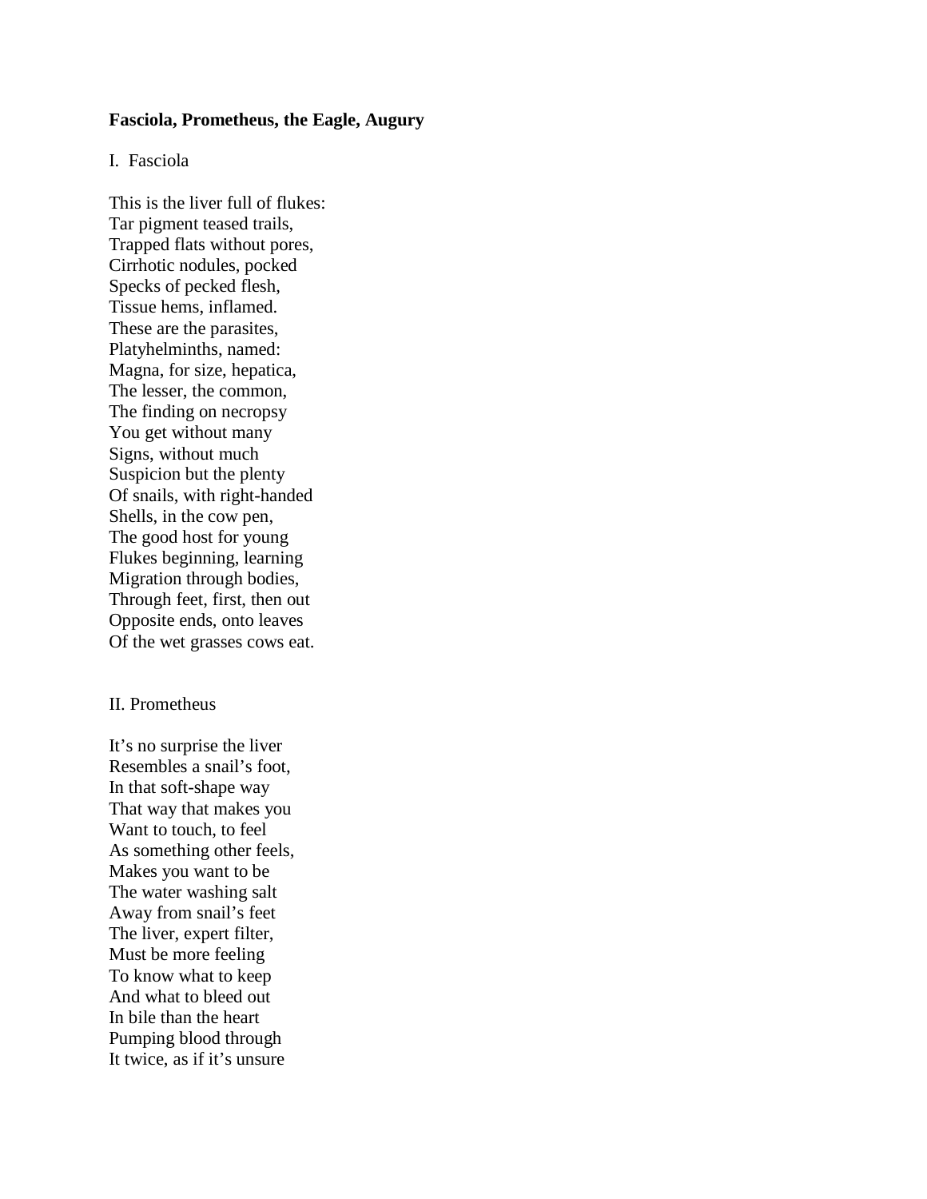**Fasciola, Prometheus, the Eagle, Augury**

I. Fasciola

This is the liver full of flukes:  
Tar pigment teased trails,  
Trapped flats without pores,  
Cirrhotic nodules, pocked  
Specks of pecked flesh,  
Tissue hems, inflamed.  
These are the parasites,  
Platyhelminths, named:  
Magna, for size, hepatica,  
The lesser, the common,  
The finding on necropsy  
You get without many  
Signs, without much  
Suspicion but the plenty  
Of snails, with right-handed  
Shells, in the cow pen,  
The good host for young  
Flukes beginning, learning  
Migration through bodies,  
Through feet, first, then out  
Opposite ends, onto leaves  
Of the wet grasses cows eat.

II. Prometheus

It's no surprise the liver  
Resembles a snail's foot,  
In that soft-shape way  
That way that makes you  
Want to touch, to feel  
As something other feels,  
Makes you want to be  
The water washing salt  
Away from snail's feet  
The liver, expert filter,  
Must be more feeling  
To know what to keep  
And what to bleed out  
In bile than the heart  
Pumping blood through  
It twice, as if it's unsure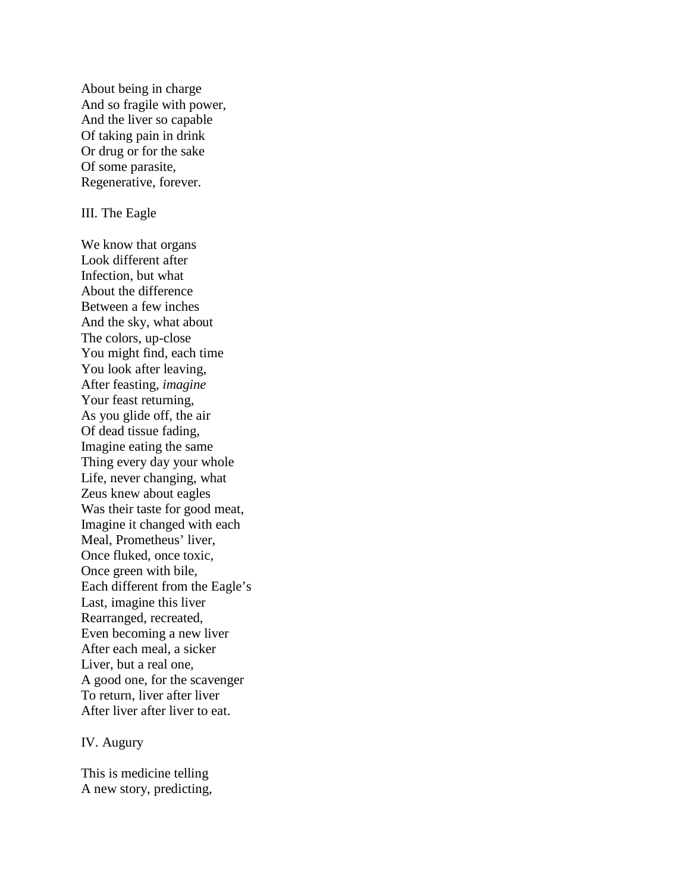About being in charge
And so fragile with power,
And the liver so capable
Of taking pain in drink
Or drug or for the sake
Of some parasite,
Regenerative, forever.

## III. The Eagle

We know that organs
Look different after
Infection, but what
About the difference
Between a few inches
And the sky, what about
The colors, up-close
You might find, each time
You look after leaving,
After feasting, *imagine*
Your feast returning,
As you glide off, the air
Of dead tissue fading,
Imagine eating the same
Thing every day your whole
Life, never changing, what
Zeus knew about eagles
Was their taste for good meat,
Imagine it changed with each
Meal, Prometheus' liver,
Once fluked, once toxic,
Once green with bile,
Each different from the Eagle's
Last, imagine this liver
Rearranged, recreated,
Even becoming a new liver
After each meal, a sicker
Liver, but a real one,
A good one, for the scavenger
To return, liver after liver
After liver after liver to eat.

## IV. Augury

This is medicine telling
A new story, predicting,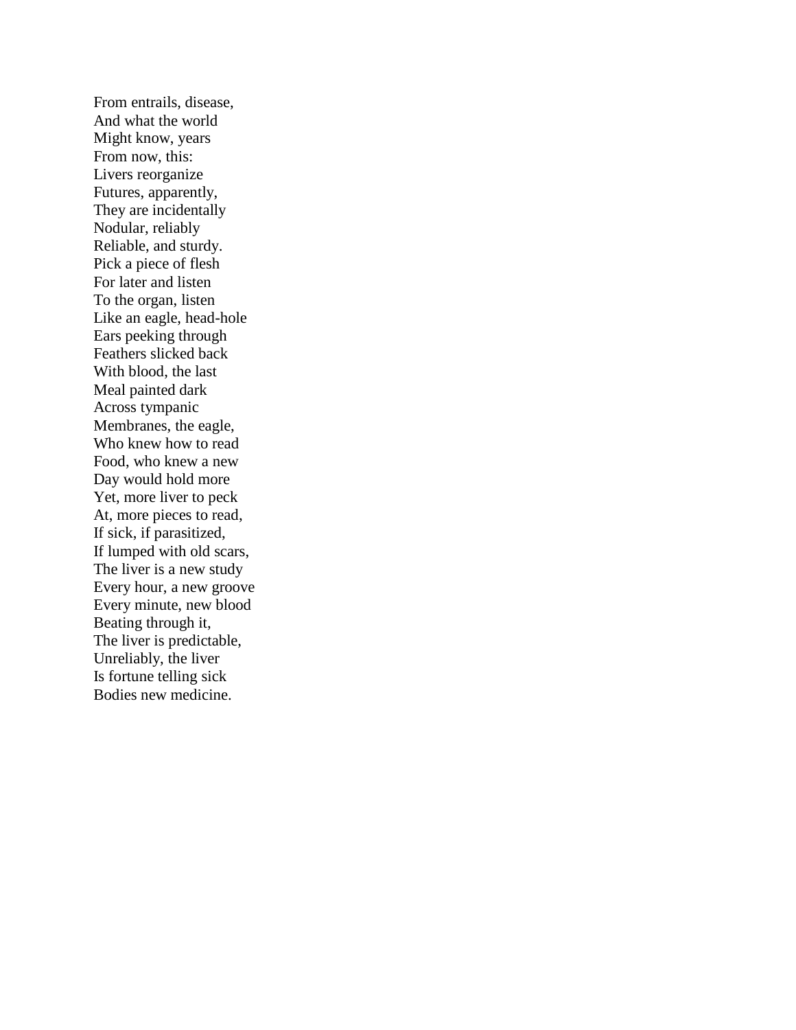From entrails, disease,  
And what the world  
Might know, years  
From now, this:  
Livers reorganize  
Futures, apparently,  
They are incidentally  
Nodular, reliably  
Reliable, and sturdy.  
Pick a piece of flesh  
For later and listen  
To the organ, listen  
Like an eagle, head-hole  
Ears peeking through  
Feathers slicked back  
With blood, the last  
Meal painted dark  
Across tympanic  
Membranes, the eagle,  
Who knew how to read  
Food, who knew a new  
Day would hold more  
Yet, more liver to peck  
At, more pieces to read,  
If sick, if parasitized,  
If lumped with old scars,  
The liver is a new study  
Every hour, a new groove  
Every minute, new blood  
Beating through it,  
The liver is predictable,  
Unreliably, the liver  
Is fortune telling sick  
Bodies new medicine.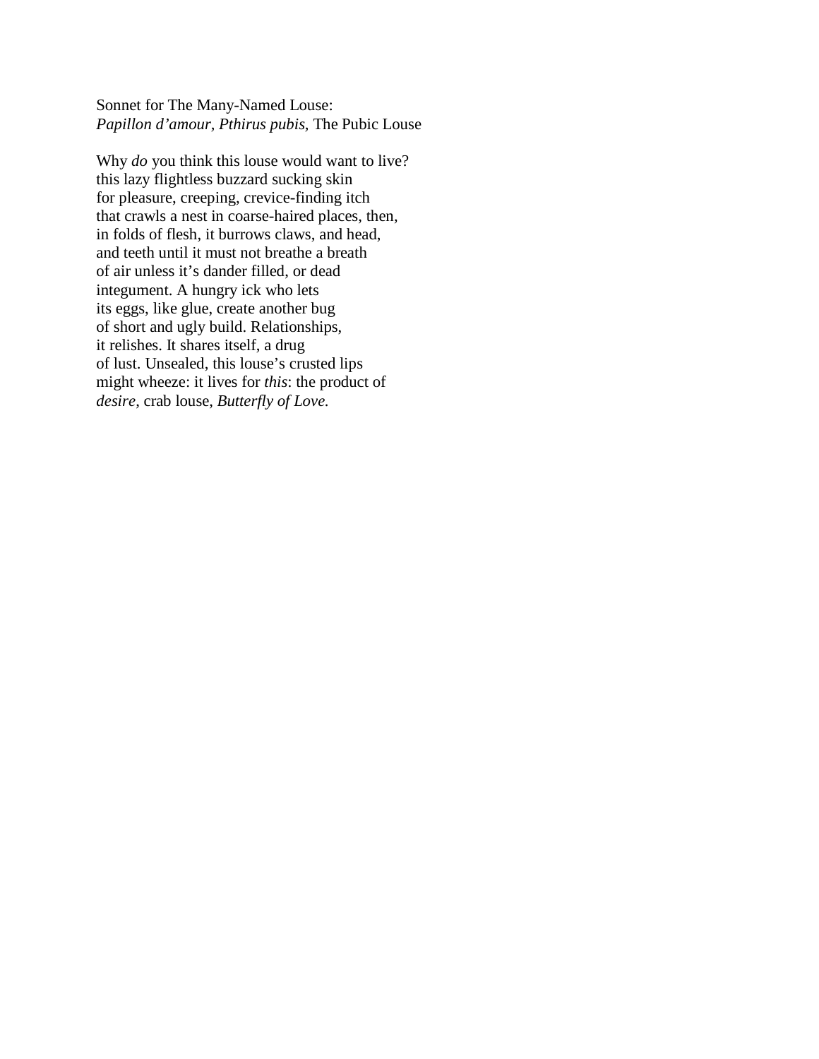Sonnet for The Many-Named Louse:  
*Papillon d'amour, Pthirus pubis,* The Pubic Louse

Why *do* you think this louse would want to live?  
this lazy flightless buzzard sucking skin  
for pleasure, creeping, crevice-finding itch  
that crawls a nest in coarse-haired places, then,  
in folds of flesh, it burrows claws, and head,  
and teeth until it must not breathe a breath  
of air unless it's dander filled, or dead  
integument. A hungry ick who lets  
its eggs, like glue, create another bug  
of short and ugly build. Relationships,  
it relishes. It shares itself, a drug  
of lust. Unsealed, this louse's crusted lips  
might wheeze: it lives for *this*: the product of  
*desire*, crab louse, *Butterfly of Love.*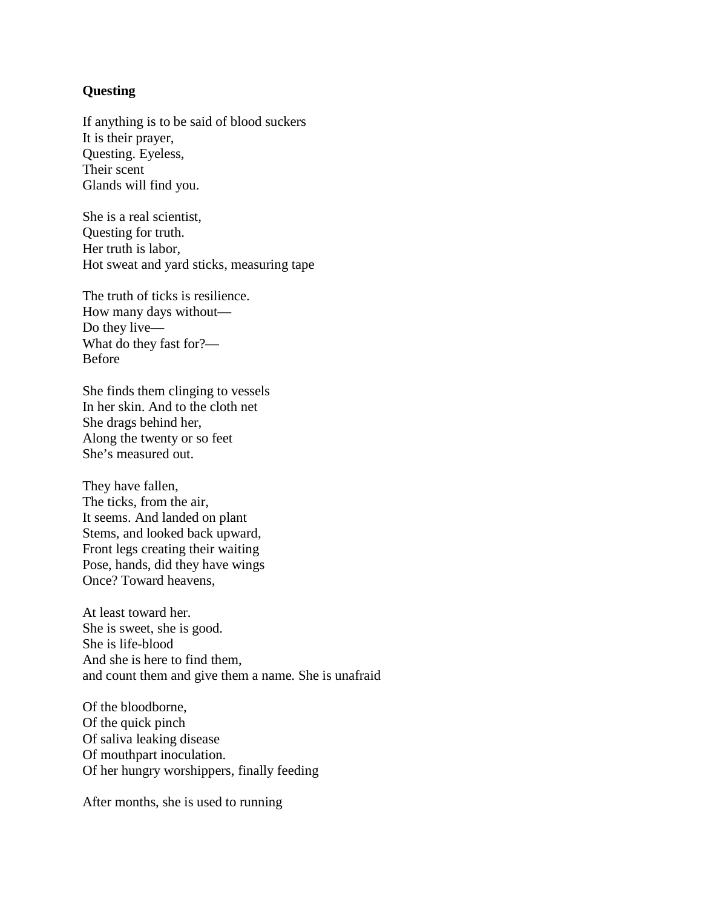**Questing**

If anything is to be said of blood suckers  
It is their prayer,  
Questing. Eyeless,  
Their scent  
Glands will find you.

She is a real scientist,  
Questing for truth.  
Her truth is labor,  
Hot sweat and yard sticks, measuring tape

The truth of ticks is resilience.  
How many days without—  
Do they live—  
What do they fast for?—  
Before

She finds them clinging to vessels  
In her skin. And to the cloth net  
She drags behind her,  
Along the twenty or so feet  
She's measured out.

They have fallen,  
The ticks, from the air,  
It seems. And landed on plant  
Stems, and looked back upward,  
Front legs creating their waiting  
Pose, hands, did they have wings  
Once? Toward heavens,

At least toward her.  
She is sweet, she is good.  
She is life-blood  
And she is here to find them,  
and count them and give them a name. She is unafraid

Of the bloodborne,  
Of the quick pinch  
Of saliva leaking disease  
Of mouthpart inoculation.  
Of her hungry worshippers, finally feeding

After months, she is used to running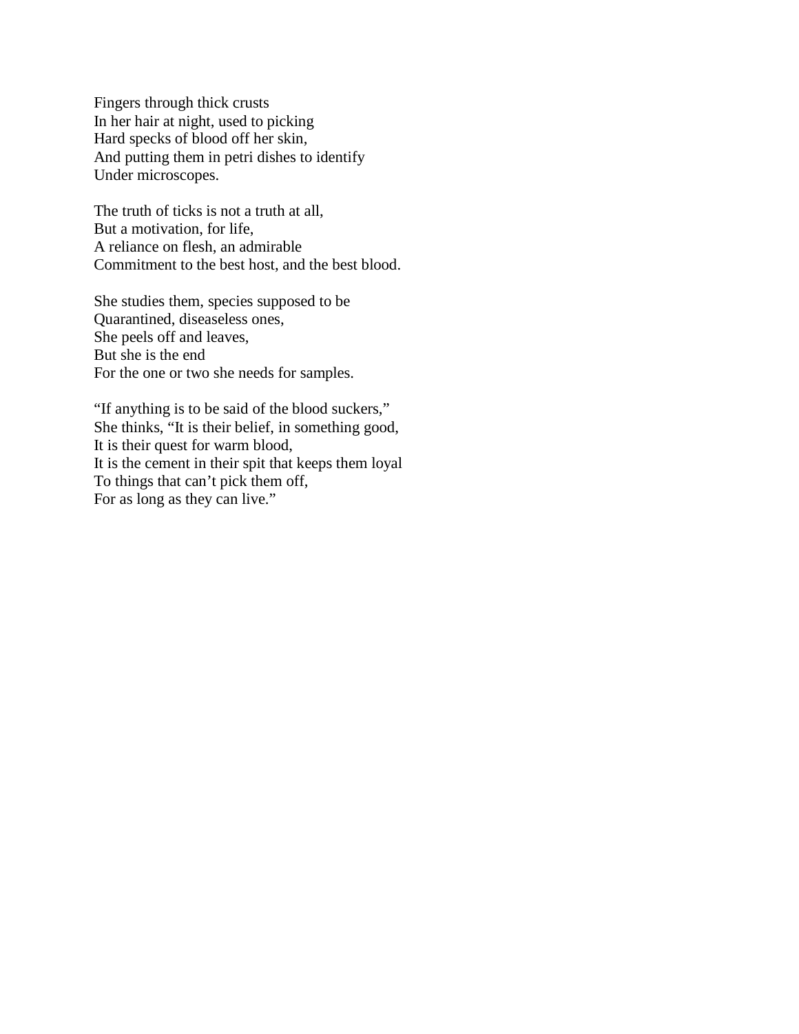Fingers through thick crusts  
In her hair at night, used to picking  
Hard specks of blood off her skin,  
And putting them in petri dishes to identify  
Under microscopes.

The truth of ticks is not a truth at all,  
But a motivation, for life,  
A reliance on flesh, an admirable  
Commitment to the best host, and the best blood.

She studies them, species supposed to be  
Quarantined, diseaseless ones,  
She peels off and leaves,  
But she is the end  
For the one or two she needs for samples.

"If anything is to be said of the blood suckers,"  
She thinks, "It is their belief, in something good,  
It is their quest for warm blood,  
It is the cement in their spit that keeps them loyal  
To things that can't pick them off,  
For as long as they can live."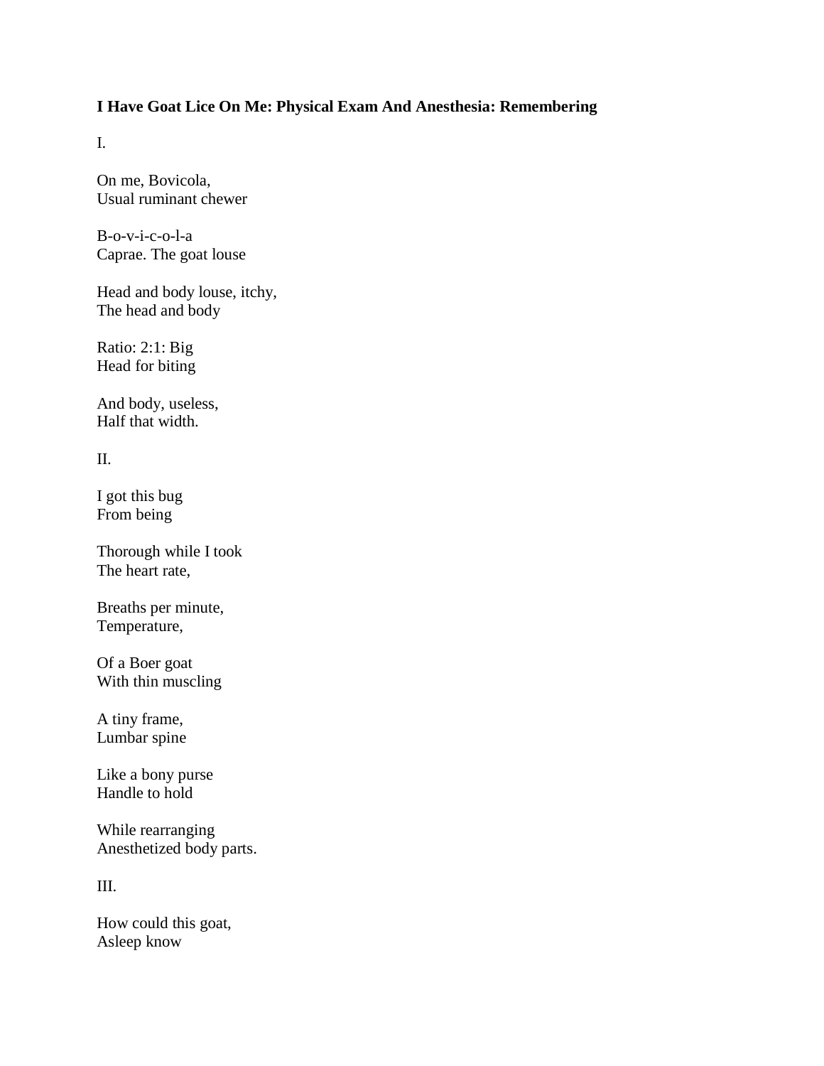**I Have Goat Lice On Me: Physical Exam And Anesthesia: Remembering**

I.

On me, Bovicola,
Usual ruminant chewer

B-o-v-i-c-o-l-a
Caprae. The goat louse

Head and body louse, itchy,
The head and body

Ratio: 2:1: Big
Head for biting

And body, useless,
Half that width.

II.

I got this bug
From being

Thorough while I took
The heart rate,

Breaths per minute,
Temperature,

Of a Boer goat
With thin muscling

A tiny frame,
Lumbar spine

Like a bony purse
Handle to hold

While rearranging
Anesthetized body parts.

III.

How could this goat,
Asleep know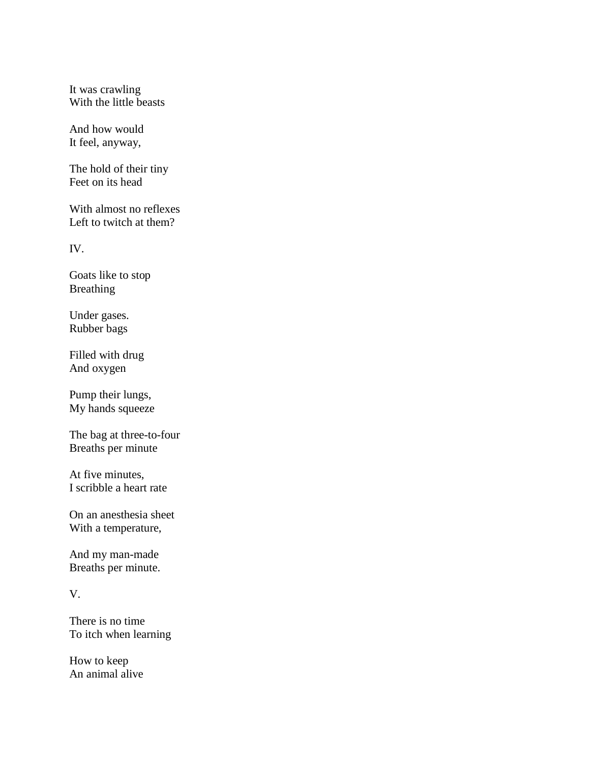It was crawling
With the little beasts

And how would
It feel, anyway,

The hold of their tiny
Feet on its head

With almost no reflexes
Left to twitch at them?

IV.

Goats like to stop
Breathing

Under gases.
Rubber bags

Filled with drug
And oxygen

Pump their lungs,
My hands squeeze

The bag at three-to-four
Breaths per minute

At five minutes,
I scribble a heart rate

On an anesthesia sheet
With a temperature,

And my man-made
Breaths per minute.

V.

There is no time
To itch when learning

How to keep
An animal alive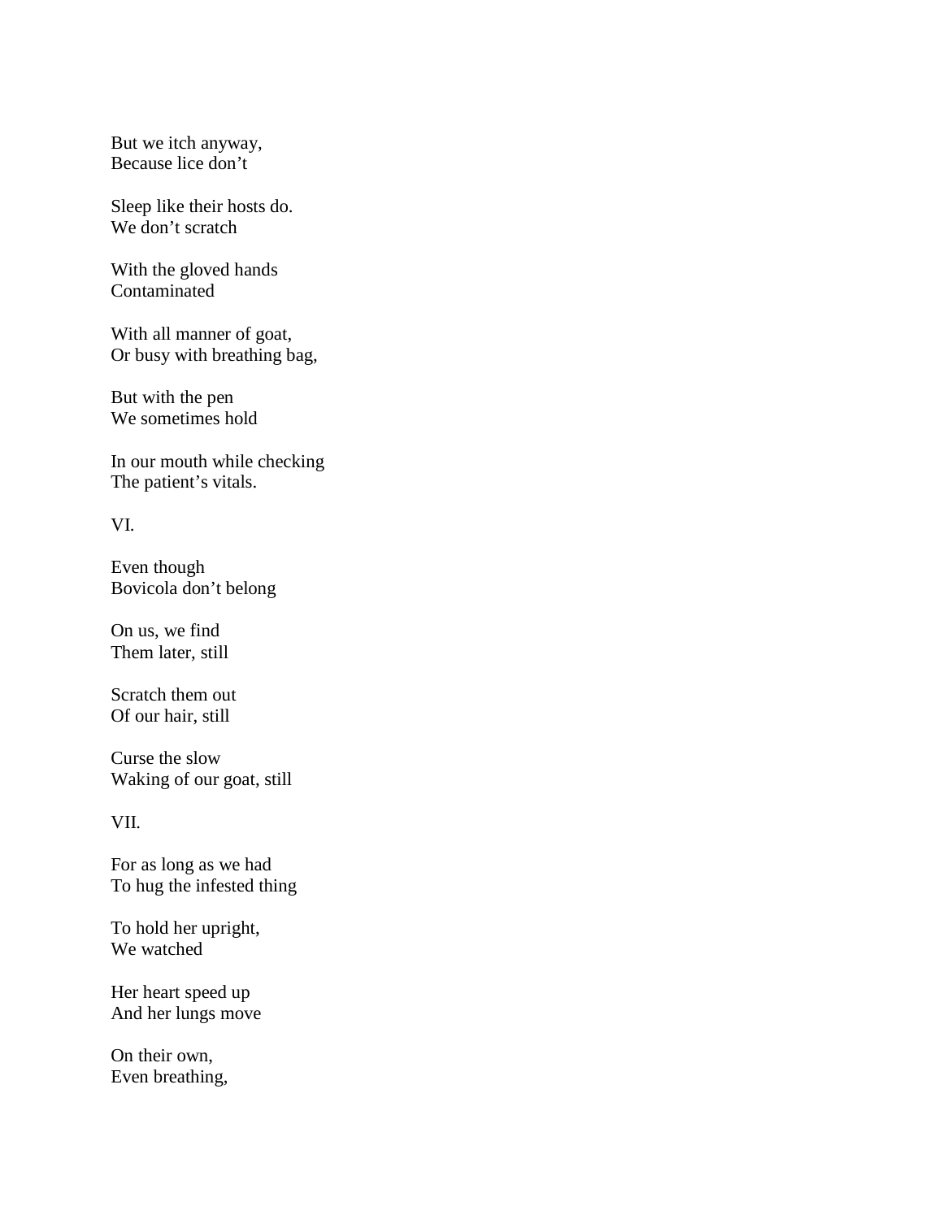But we itch anyway,  
Because lice don't

Sleep like their hosts do.  
We don't scratch

With the gloved hands  
Contaminated

With all manner of goat,  
Or busy with breathing bag,

But with the pen  
We sometimes hold

In our mouth while checking  
The patient's vitals.

VI.

Even though  
Bovicola don't belong

On us, we find  
Them later, still

Scratch them out  
Of our hair, still

Curse the slow  
Waking of our goat, still

VII.

For as long as we had  
To hug the infested thing

To hold her upright,  
We watched

Her heart speed up  
And her lungs move

On their own,  
Even breathing,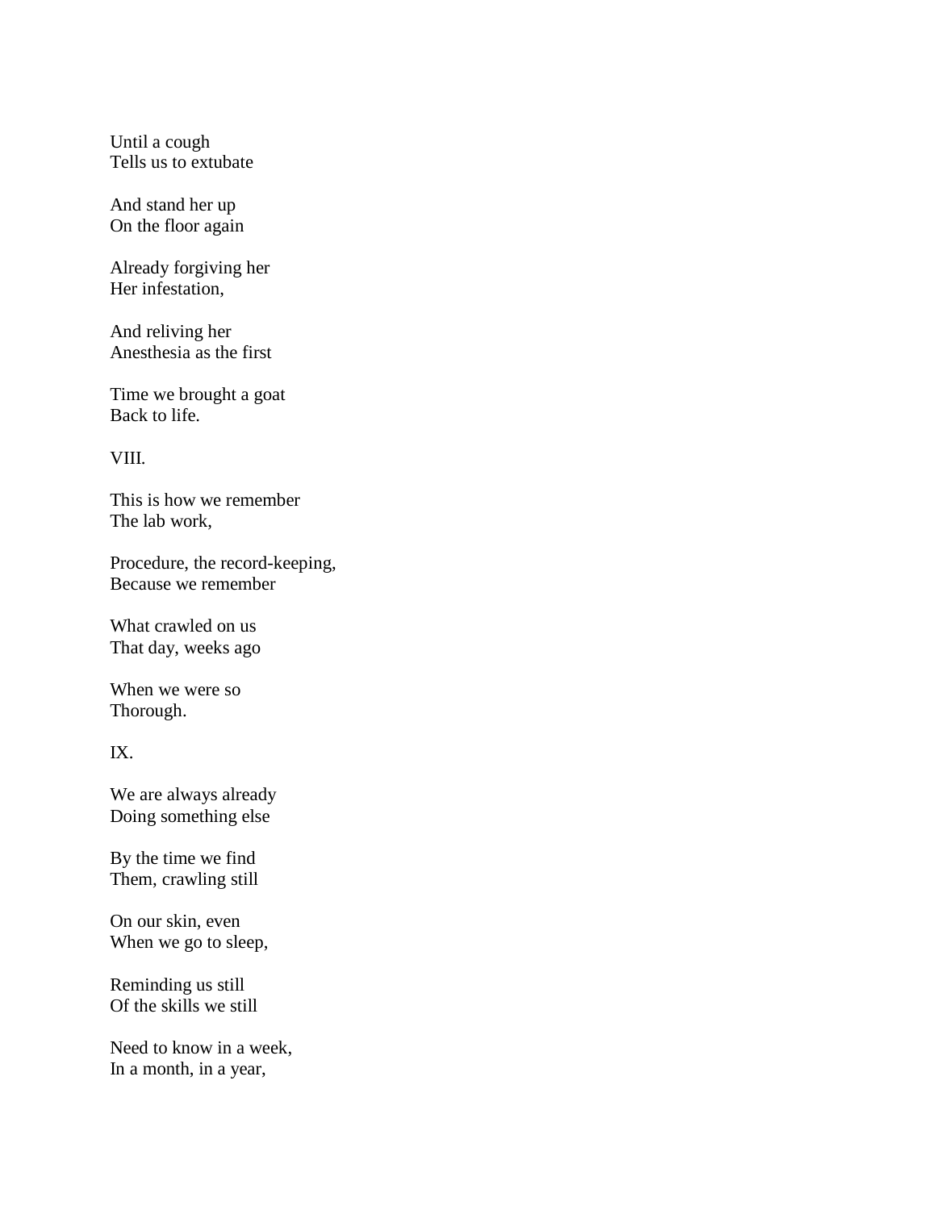Until a cough
Tells us to extubate

And stand her up
On the floor again

Already forgiving her
Her infestation,

And reliving her
Anesthesia as the first

Time we brought a goat
Back to life.

VIII.

This is how we remember
The lab work,

Procedure, the record-keeping,
Because we remember

What crawled on us
That day, weeks ago

When we were so
Thorough.

IX.

We are always already
Doing something else

By the time we find
Them, crawling still

On our skin, even
When we go to sleep,

Reminding us still
Of the skills we still

Need to know in a week,
In a month, in a year,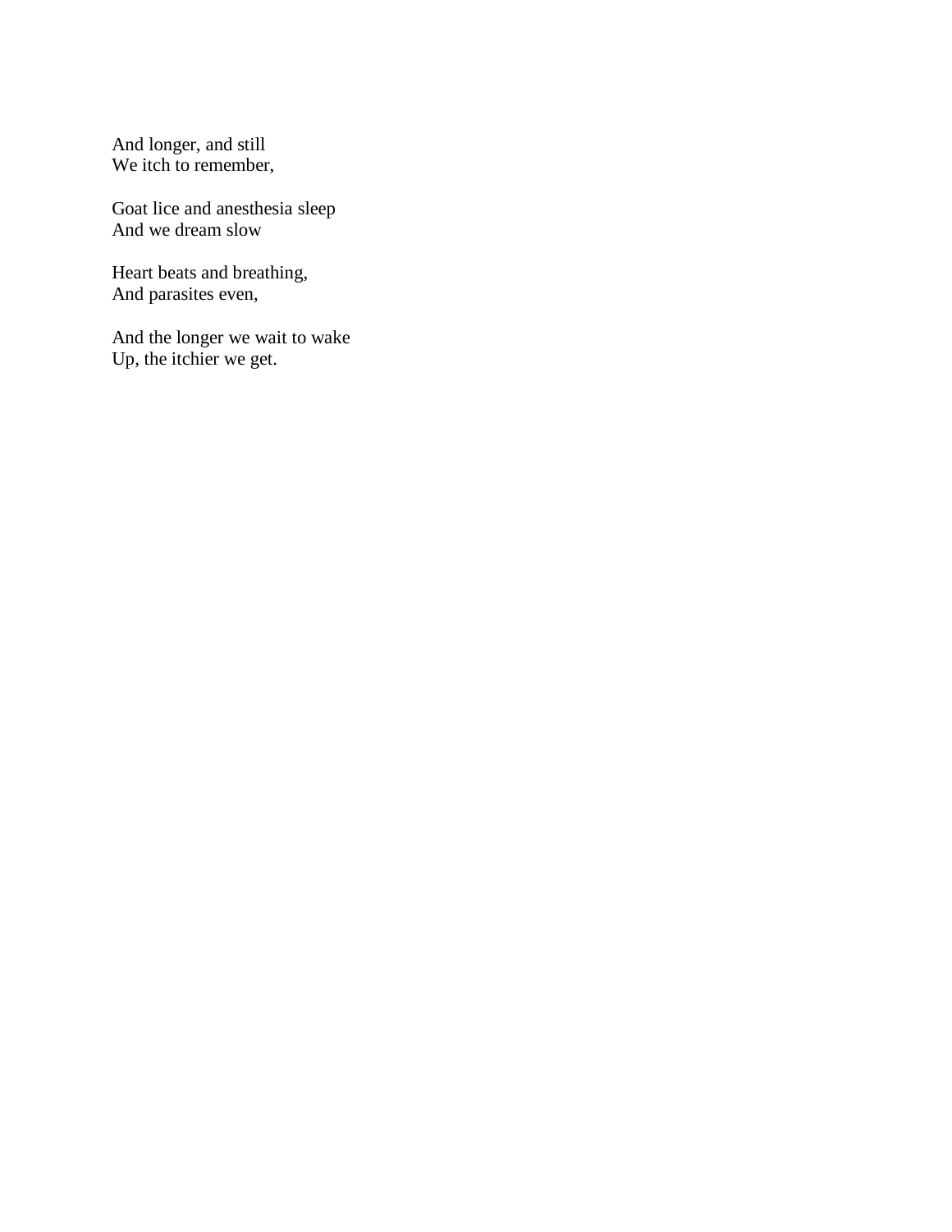And longer, and still
We itch to remember,

Goat lice and anesthesia sleep
And we dream slow

Heart beats and breathing,
And parasites even,

And the longer we wait to wake
Up, the itchier we get.